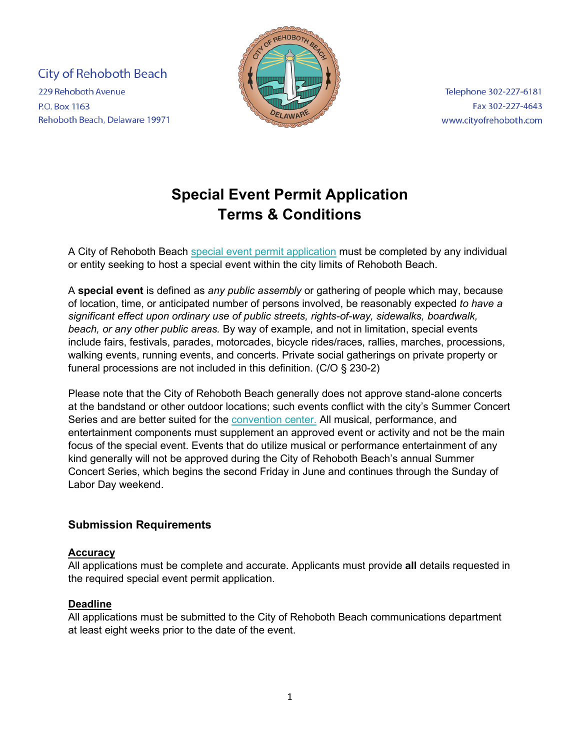City of Rehoboth Beach
229 Rehoboth Avenue
P.O. Box 1163
Rehoboth Beach, Delaware 19971

Telephone 302-227-6181
Fax 302-227-4643
www.cityofrehoboth.com

# Special Event Permit Application
# Terms & Conditions

A City of Rehoboth Beach special event permit application must be completed by any individual or entity seeking to host a special event within the city limits of Rehoboth Beach.

A **special event** is defined as *any public assembly* or gathering of people which may, because of location, time, or anticipated number of persons involved, be reasonably expected *to have a significant effect upon ordinary use of public streets, rights-of-way, sidewalks, boardwalk, beach, or any other public areas.* By way of example, and not in limitation, special events include fairs, festivals, parades, motorcades, bicycle rides/races, rallies, marches, processions, walking events, running events, and concerts. Private social gatherings on private property or funeral processions are not included in this definition. (C/O § 230-2)

Please note that the City of Rehoboth Beach generally does not approve stand-alone concerts at the bandstand or other outdoor locations; such events conflict with the city's Summer Concert Series and are better suited for the convention center. All musical, performance, and entertainment components must supplement an approved event or activity and not be the main focus of the special event. Events that do utilize musical or performance entertainment of any kind generally will not be approved during the City of Rehoboth Beach's annual Summer Concert Series, which begins the second Friday in June and continues through the Sunday of Labor Day weekend.

## Submission Requirements

**Accuracy**

All applications must be complete and accurate. Applicants must provide **all** details requested in the required special event permit application.

**Deadline**

All applications must be submitted to the City of Rehoboth Beach communications department at least eight weeks prior to the date of the event.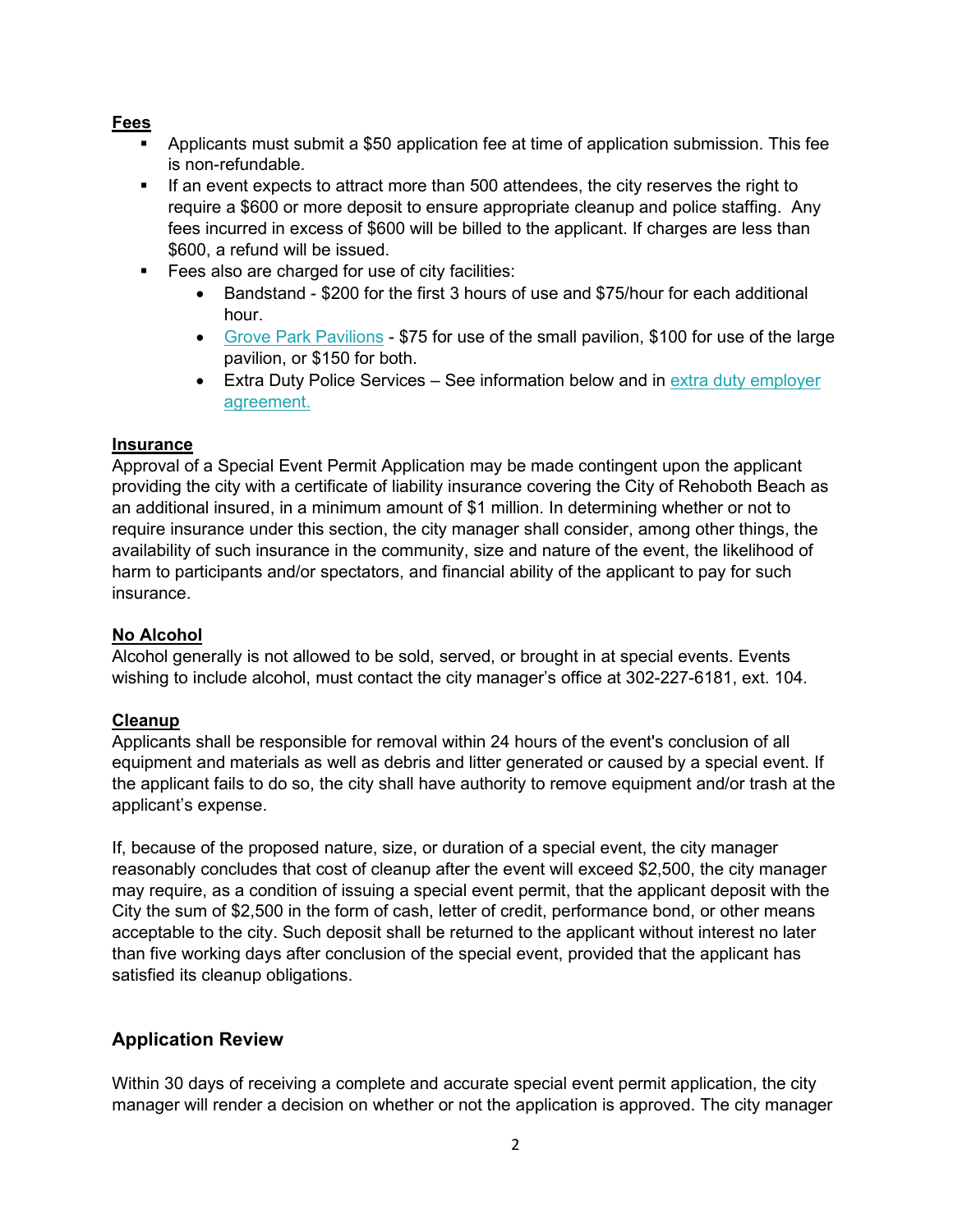**Fees**

- Applicants must submit a $50 application fee at time of application submission. This fee is non-refundable.
- If an event expects to attract more than 500 attendees, the city reserves the right to require a $600 or more deposit to ensure appropriate cleanup and police staffing. Any fees incurred in excess of $600 will be billed to the applicant. If charges are less than $600, a refund will be issued.
- Fees also are charged for use of city facilities:
  - Bandstand - $200 for the first 3 hours of use and $75/hour for each additional hour.
  - Grove Park Pavilions - $75 for use of the small pavilion, $100 for use of the large pavilion, or $150 for both.
  - Extra Duty Police Services – See information below and in extra duty employer agreement.

**Insurance**

Approval of a Special Event Permit Application may be made contingent upon the applicant providing the city with a certificate of liability insurance covering the City of Rehoboth Beach as an additional insured, in a minimum amount of $1 million. In determining whether or not to require insurance under this section, the city manager shall consider, among other things, the availability of such insurance in the community, size and nature of the event, the likelihood of harm to participants and/or spectators, and financial ability of the applicant to pay for such insurance.

**No Alcohol**

Alcohol generally is not allowed to be sold, served, or brought in at special events. Events wishing to include alcohol, must contact the city manager's office at 302-227-6181, ext. 104.

**Cleanup**

Applicants shall be responsible for removal within 24 hours of the event's conclusion of all equipment and materials as well as debris and litter generated or caused by a special event. If the applicant fails to do so, the city shall have authority to remove equipment and/or trash at the applicant's expense.

If, because of the proposed nature, size, or duration of a special event, the city manager reasonably concludes that cost of cleanup after the event will exceed $2,500, the city manager may require, as a condition of issuing a special event permit, that the applicant deposit with the City the sum of $2,500 in the form of cash, letter of credit, performance bond, or other means acceptable to the city. Such deposit shall be returned to the applicant without interest no later than five working days after conclusion of the special event, provided that the applicant has satisfied its cleanup obligations.

## Application Review

Within 30 days of receiving a complete and accurate special event permit application, the city manager will render a decision on whether or not the application is approved. The city manager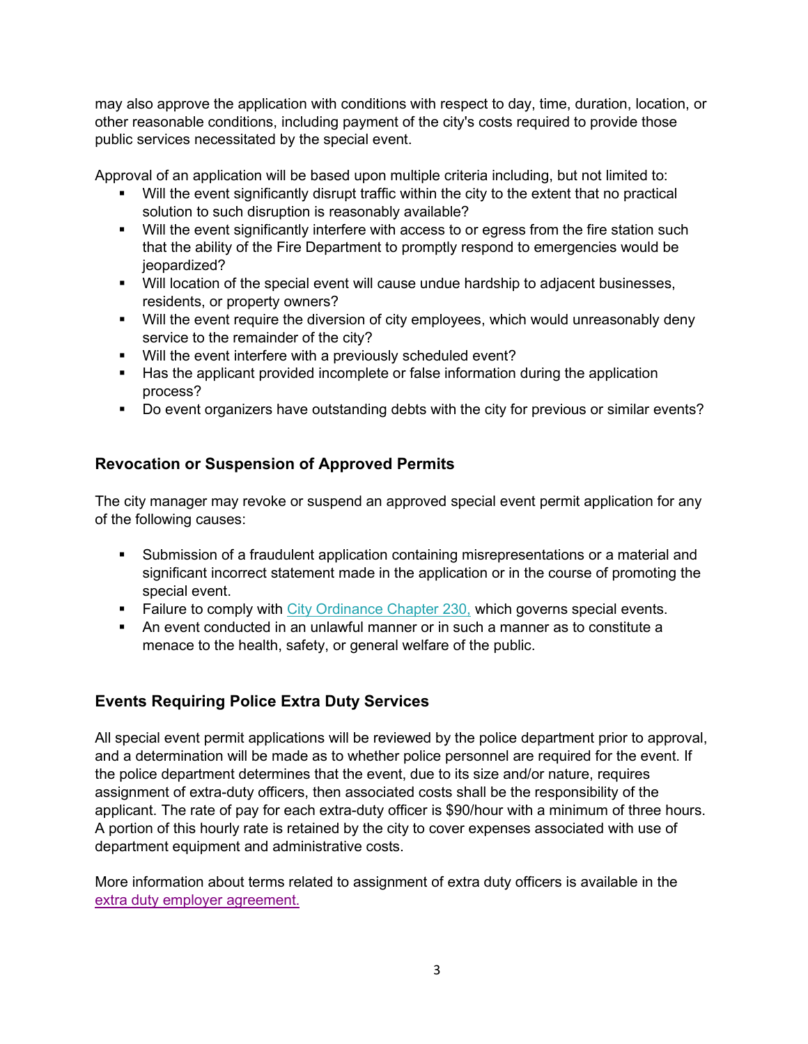may also approve the application with conditions with respect to day, time, duration, location, or other reasonable conditions, including payment of the city's costs required to provide those public services necessitated by the special event.

Approval of an application will be based upon multiple criteria including, but not limited to:

- Will the event significantly disrupt traffic within the city to the extent that no practical solution to such disruption is reasonably available?
- Will the event significantly interfere with access to or egress from the fire station such that the ability of the Fire Department to promptly respond to emergencies would be jeopardized?
- Will location of the special event will cause undue hardship to adjacent businesses, residents, or property owners?
- Will the event require the diversion of city employees, which would unreasonably deny service to the remainder of the city?
- Will the event interfere with a previously scheduled event?
- Has the applicant provided incomplete or false information during the application process?
- Do event organizers have outstanding debts with the city for previous or similar events?

### Revocation or Suspension of Approved Permits

The city manager may revoke or suspend an approved special event permit application for any of the following causes:

- Submission of a fraudulent application containing misrepresentations or a material and significant incorrect statement made in the application or in the course of promoting the special event.
- Failure to comply with City Ordinance Chapter 230, which governs special events.
- An event conducted in an unlawful manner or in such a manner as to constitute a menace to the health, safety, or general welfare of the public.

### Events Requiring Police Extra Duty Services

All special event permit applications will be reviewed by the police department prior to approval, and a determination will be made as to whether police personnel are required for the event. If the police department determines that the event, due to its size and/or nature, requires assignment of extra-duty officers, then associated costs shall be the responsibility of the applicant. The rate of pay for each extra-duty officer is $90/hour with a minimum of three hours. A portion of this hourly rate is retained by the city to cover expenses associated with use of department equipment and administrative costs.

More information about terms related to assignment of extra duty officers is available in the extra duty employer agreement.